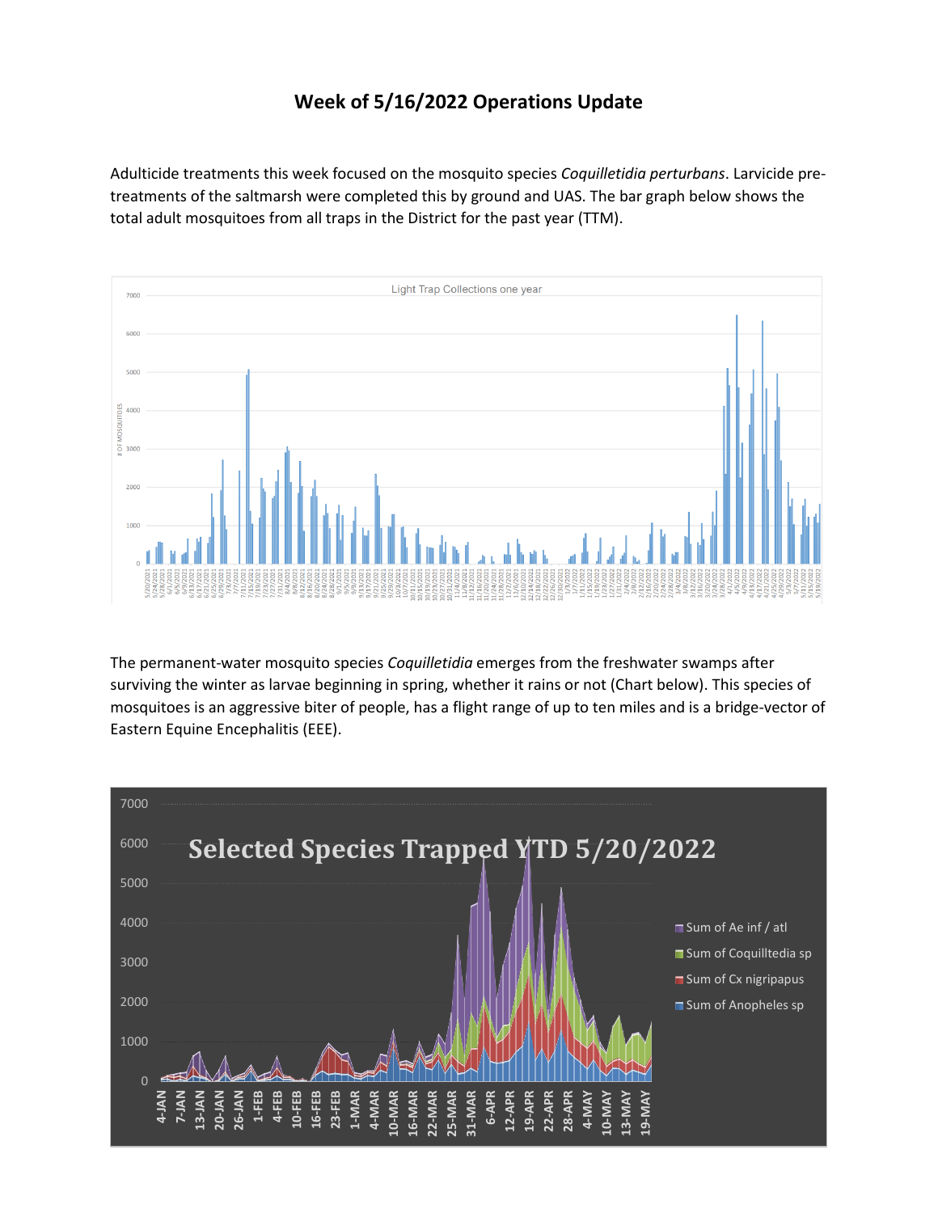# Week of 5/16/2022 Operations Update

Adulticide treatments this week focused on the mosquito species *Coquilletidia perturbans*. Larvicide pre-treatments of the saltmarsh were completed this by ground and UAS. The bar graph below shows the total adult mosquitoes from all traps in the District for the past year (TTM).

The permanent-water mosquito species *Coquilletidia* emerges from the freshwater swamps after surviving the winter as larvae beginning in spring, whether it rains or not (Chart below). This species of mosquitoes is an aggressive biter of people, has a flight range of up to ten miles and is a bridge-vector of Eastern Equine Encephalitis (EEE).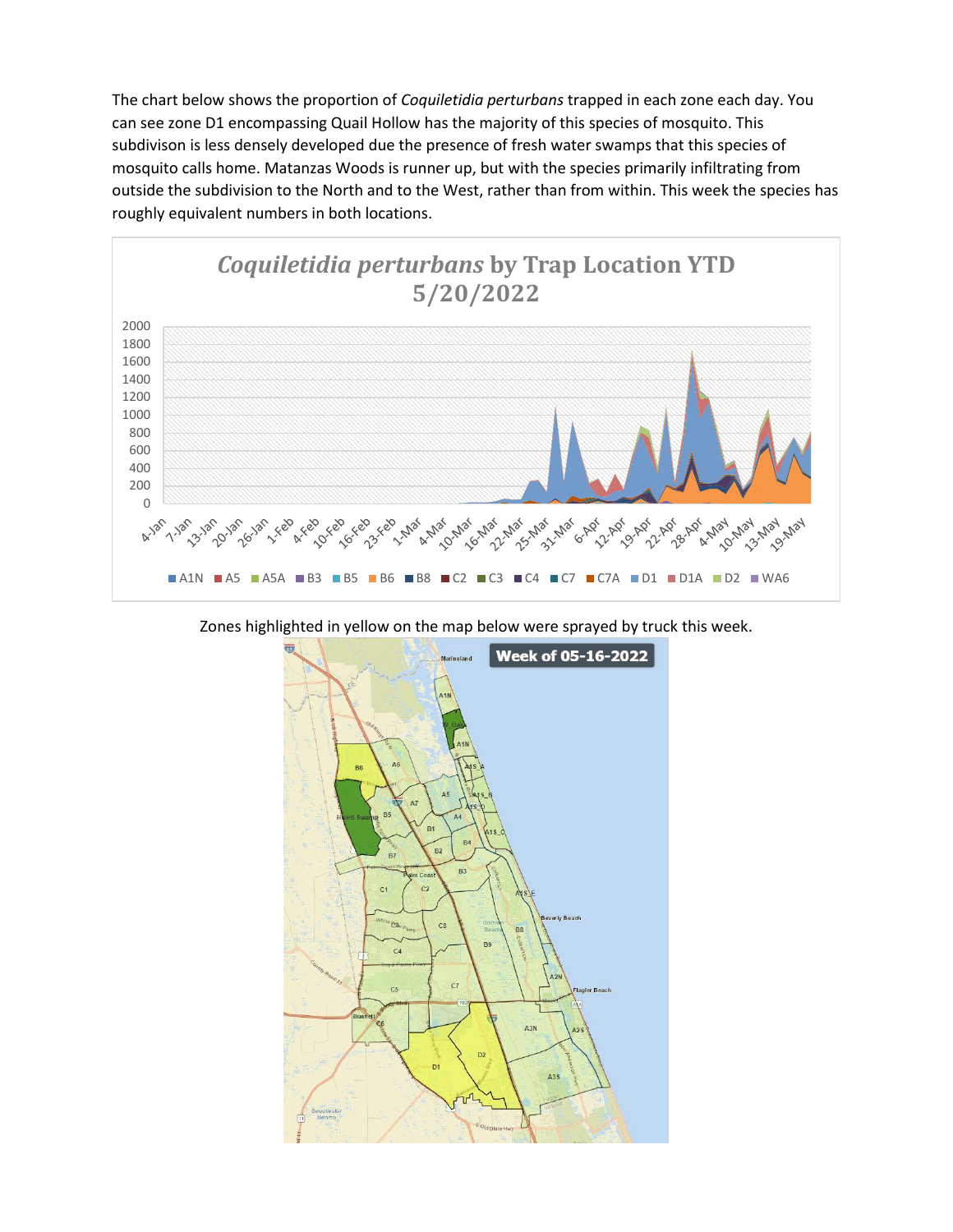The chart below shows the proportion of *Coquiletidia perturbans* trapped in each zone each day. You can see zone D1 encompassing Quail Hollow has the majority of this species of mosquito. This subdivison is less densely developed due the presence of fresh water swamps that this species of mosquito calls home. Matanzas Woods is runner up, but with the species primarily infiltrating from outside the subdivision to the North and to the West, rather than from within. This week the species has roughly equivalent numbers in both locations.

***Coquiletidia perturbans* by Trap Location YTD 5/20/2022**

2000
1800
1600
1400
1200
1000
800
600
400
200
0

4-Jan, 7-Jan, 13-Jan, 20-Jan, 26-Jan, 1-Feb, 4-Feb, 10-Feb, 16-Feb, 23-Feb, 1-Mar, 4-Mar, 10-Mar, 16-Mar, 22-Mar, 25-Mar, 31-Mar, 6-Apr, 12-Apr, 19-Apr, 22-Apr, 28-Apr, 4-May, 10-May, 13-May, 19-May

A1N, A5, A5A, B3, B5, B6, B8, C2, C3, C4, C7, C7A, D1, D1A, D2, WA6

Zones highlighted in yellow on the map below were sprayed by truck this week.

Week of 05-16-2022